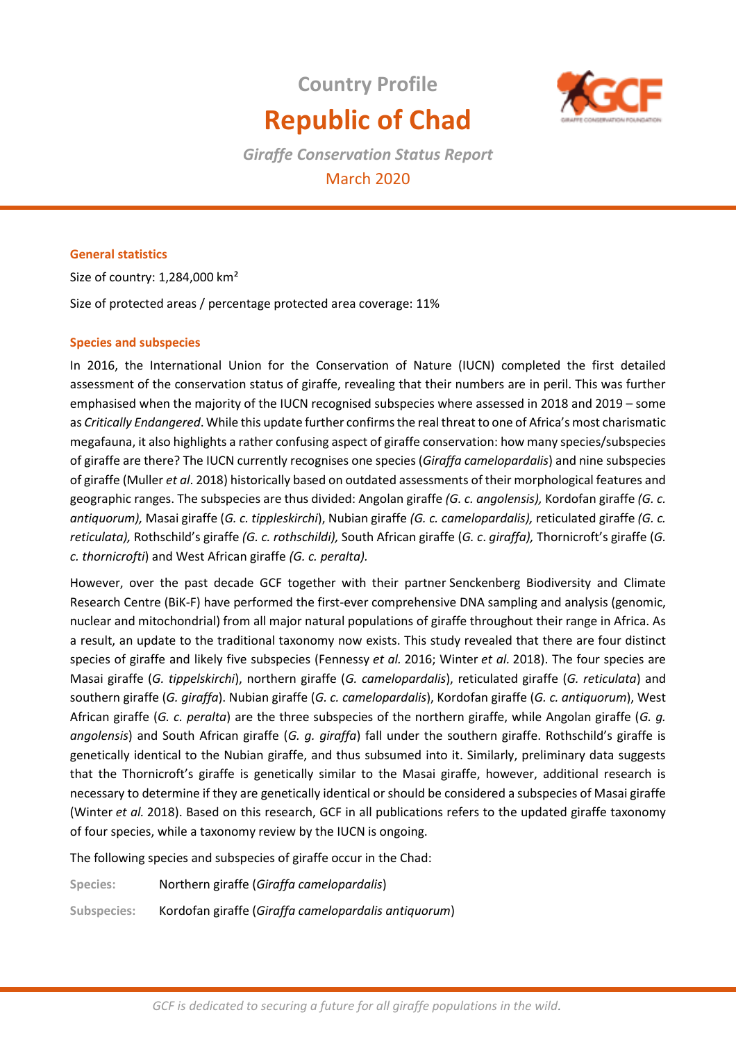# Country Profile

# Republic of Chad

*Giraffe Conservation Status Report*

March 2020

## General statistics

Size of country: 1,284,000 km²

Size of protected areas / percentage protected area coverage: 11%

## Species and subspecies

In 2016, the International Union for the Conservation of Nature (IUCN) completed the first detailed assessment of the conservation status of giraffe, revealing that their numbers are in peril. This was further emphasised when the majority of the IUCN recognised subspecies where assessed in 2018 and 2019 – some as *Critically Endangered*. While this update further confirms the real threat to one of Africa's most charismatic megafauna, it also highlights a rather confusing aspect of giraffe conservation: how many species/subspecies of giraffe are there? The IUCN currently recognises one species (*Giraffa camelopardalis*) and nine subspecies of giraffe (Muller *et al*. 2018) historically based on outdated assessments of their morphological features and geographic ranges. The subspecies are thus divided: Angolan giraffe *(G. c. angolensis),* Kordofan giraffe *(G. c. antiquorum),* Masai giraffe (*G. c. tippleskirchi*), Nubian giraffe *(G. c. camelopardalis),* reticulated giraffe *(G. c. reticulata),* Rothschild's giraffe *(G. c. rothschildi),* South African giraffe (*G. c*. *giraffa),* Thornicroft's giraffe (*G. c. thornicrofti*) and West African giraffe *(G. c. peralta).*

However, over the past decade GCF together with their partner Senckenberg Biodiversity and Climate Research Centre (BiK-F) have performed the first-ever comprehensive DNA sampling and analysis (genomic, nuclear and mitochondrial) from all major natural populations of giraffe throughout their range in Africa. As a result, an update to the traditional taxonomy now exists. This study revealed that there are four distinct species of giraffe and likely five subspecies (Fennessy *et al.* 2016; Winter *et al.* 2018). The four species are Masai giraffe (*G. tippelskirchi*), northern giraffe (*G. camelopardalis*), reticulated giraffe (*G. reticulata*) and southern giraffe (*G. giraffa*). Nubian giraffe (*G. c. camelopardalis*), Kordofan giraffe (*G. c. antiquorum*), West African giraffe (*G. c. peralta*) are the three subspecies of the northern giraffe, while Angolan giraffe (*G. g. angolensis*) and South African giraffe (*G. g. giraffa*) fall under the southern giraffe. Rothschild's giraffe is genetically identical to the Nubian giraffe, and thus subsumed into it. Similarly, preliminary data suggests that the Thornicroft's giraffe is genetically similar to the Masai giraffe, however, additional research is necessary to determine if they are genetically identical or should be considered a subspecies of Masai giraffe (Winter *et al.* 2018). Based on this research, GCF in all publications refers to the updated giraffe taxonomy of four species, while a taxonomy review by the IUCN is ongoing.

The following species and subspecies of giraffe occur in the Chad:

**Species:** Northern giraffe (*Giraffa camelopardalis*)

**Subspecies:** Kordofan giraffe (*Giraffa camelopardalis antiquorum*)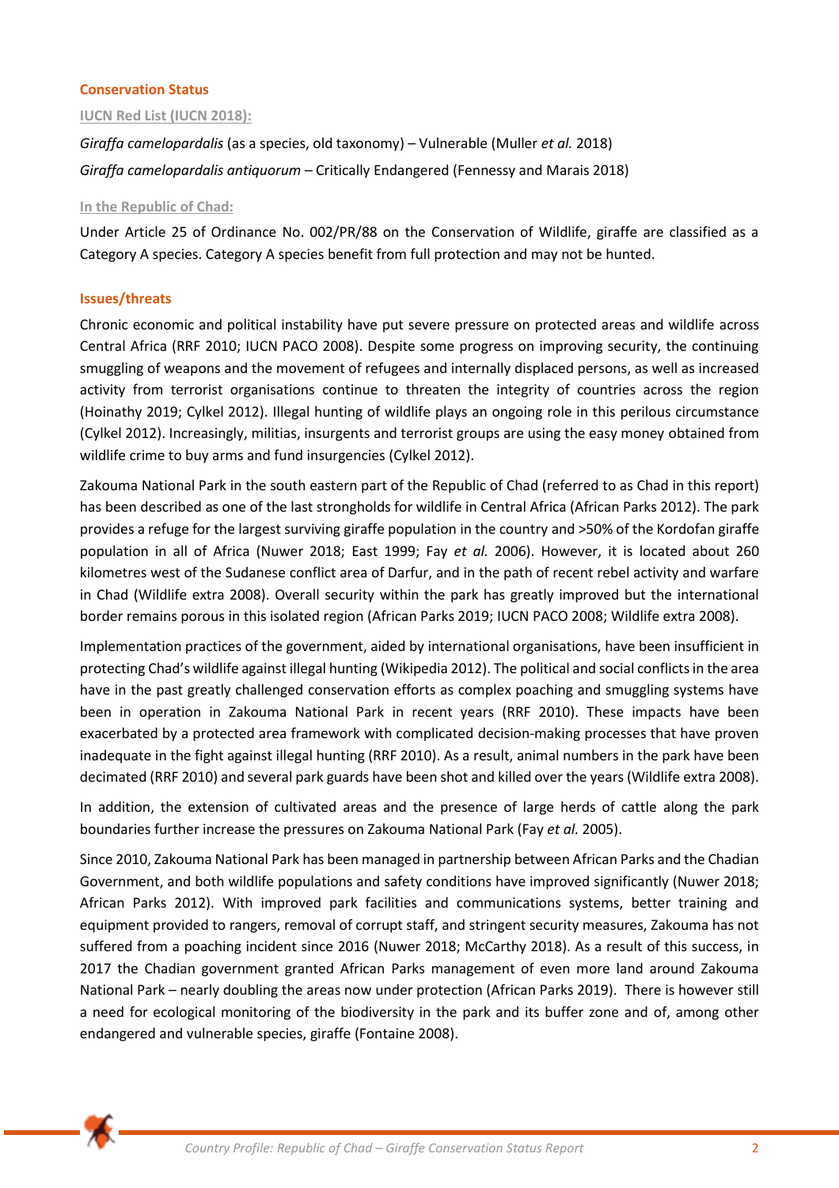## Conservation Status

### IUCN Red List (IUCN 2018):

*Giraffa camelopardalis* (as a species, old taxonomy) – Vulnerable (Muller *et al.* 2018)

*Giraffa camelopardalis antiquorum* – Critically Endangered (Fennessy and Marais 2018)

### In the Republic of Chad:

Under Article 25 of Ordinance No. 002/PR/88 on the Conservation of Wildlife, giraffe are classified as a Category A species. Category A species benefit from full protection and may not be hunted.

## Issues/threats

Chronic economic and political instability have put severe pressure on protected areas and wildlife across Central Africa (RRF 2010; IUCN PACO 2008). Despite some progress on improving security, the continuing smuggling of weapons and the movement of refugees and internally displaced persons, as well as increased activity from terrorist organisations continue to threaten the integrity of countries across the region (Hoinathy 2019; Cylkel 2012). Illegal hunting of wildlife plays an ongoing role in this perilous circumstance (Cylkel 2012). Increasingly, militias, insurgents and terrorist groups are using the easy money obtained from wildlife crime to buy arms and fund insurgencies (Cylkel 2012).

Zakouma National Park in the south eastern part of the Republic of Chad (referred to as Chad in this report) has been described as one of the last strongholds for wildlife in Central Africa (African Parks 2012). The park provides a refuge for the largest surviving giraffe population in the country and >50% of the Kordofan giraffe population in all of Africa (Nuwer 2018; East 1999; Fay *et al.* 2006). However, it is located about 260 kilometres west of the Sudanese conflict area of Darfur, and in the path of recent rebel activity and warfare in Chad (Wildlife extra 2008). Overall security within the park has greatly improved but the international border remains porous in this isolated region (African Parks 2019; IUCN PACO 2008; Wildlife extra 2008).

Implementation practices of the government, aided by international organisations, have been insufficient in protecting Chad's wildlife against illegal hunting (Wikipedia 2012). The political and social conflicts in the area have in the past greatly challenged conservation efforts as complex poaching and smuggling systems have been in operation in Zakouma National Park in recent years (RRF 2010). These impacts have been exacerbated by a protected area framework with complicated decision-making processes that have proven inadequate in the fight against illegal hunting (RRF 2010). As a result, animal numbers in the park have been decimated (RRF 2010) and several park guards have been shot and killed over the years (Wildlife extra 2008).

In addition, the extension of cultivated areas and the presence of large herds of cattle along the park boundaries further increase the pressures on Zakouma National Park (Fay *et al.* 2005).

Since 2010, Zakouma National Park has been managed in partnership between African Parks and the Chadian Government, and both wildlife populations and safety conditions have improved significantly (Nuwer 2018; African Parks 2012). With improved park facilities and communications systems, better training and equipment provided to rangers, removal of corrupt staff, and stringent security measures, Zakouma has not suffered from a poaching incident since 2016 (Nuwer 2018; McCarthy 2018). As a result of this success, in 2017 the Chadian government granted African Parks management of even more land around Zakouma National Park – nearly doubling the areas now under protection (African Parks 2019). There is however still a need for ecological monitoring of the biodiversity in the park and its buffer zone and of, among other endangered and vulnerable species, giraffe (Fontaine 2008).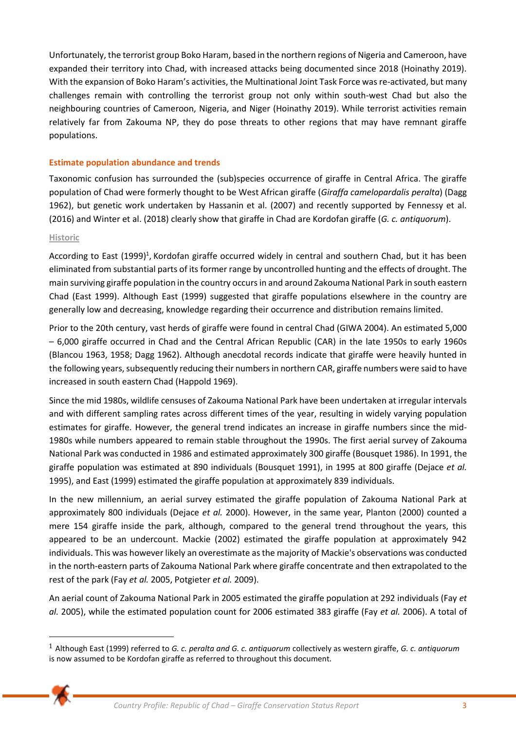Unfortunately, the terrorist group Boko Haram, based in the northern regions of Nigeria and Cameroon, have expanded their territory into Chad, with increased attacks being documented since 2018 (Hoinathy 2019). With the expansion of Boko Haram's activities, the Multinational Joint Task Force was re-activated, but many challenges remain with controlling the terrorist group not only within south-west Chad but also the neighbouring countries of Cameroon, Nigeria, and Niger (Hoinathy 2019). While terrorist activities remain relatively far from Zakouma NP, they do pose threats to other regions that may have remnant giraffe populations.

### Estimate population abundance and trends

Taxonomic confusion has surrounded the (sub)species occurrence of giraffe in Central Africa. The giraffe population of Chad were formerly thought to be West African giraffe (*Giraffa camelopardalis peralta*) (Dagg 1962), but genetic work undertaken by Hassanin et al. (2007) and recently supported by Fennessy et al. (2016) and Winter et al. (2018) clearly show that giraffe in Chad are Kordofan giraffe (*G. c. antiquorum*).

#### Historic

According to East (1999)[1], Kordofan giraffe occurred widely in central and southern Chad, but it has been eliminated from substantial parts of its former range by uncontrolled hunting and the effects of drought. The main surviving giraffe population in the country occurs in and around Zakouma National Park in south eastern Chad (East 1999). Although East (1999) suggested that giraffe populations elsewhere in the country are generally low and decreasing, knowledge regarding their occurrence and distribution remains limited.

Prior to the 20th century, vast herds of giraffe were found in central Chad (GIWA 2004). An estimated 5,000 – 6,000 giraffe occurred in Chad and the Central African Republic (CAR) in the late 1950s to early 1960s (Blancou 1963, 1958; Dagg 1962). Although anecdotal records indicate that giraffe were heavily hunted in the following years, subsequently reducing their numbers in northern CAR, giraffe numbers were said to have increased in south eastern Chad (Happold 1969).

Since the mid 1980s, wildlife censuses of Zakouma National Park have been undertaken at irregular intervals and with different sampling rates across different times of the year, resulting in widely varying population estimates for giraffe. However, the general trend indicates an increase in giraffe numbers since the mid-1980s while numbers appeared to remain stable throughout the 1990s. The first aerial survey of Zakouma National Park was conducted in 1986 and estimated approximately 300 giraffe (Bousquet 1986). In 1991, the giraffe population was estimated at 890 individuals (Bousquet 1991), in 1995 at 800 giraffe (Dejace *et al.* 1995), and East (1999) estimated the giraffe population at approximately 839 individuals.

In the new millennium, an aerial survey estimated the giraffe population of Zakouma National Park at approximately 800 individuals (Dejace *et al.* 2000). However, in the same year, Planton (2000) counted a mere 154 giraffe inside the park, although, compared to the general trend throughout the years, this appeared to be an undercount. Mackie (2002) estimated the giraffe population at approximately 942 individuals. This was however likely an overestimate as the majority of Mackie's observations was conducted in the north-eastern parts of Zakouma National Park where giraffe concentrate and then extrapolated to the rest of the park (Fay *et al.* 2005, Potgieter *et al.* 2009).

An aerial count of Zakouma National Park in 2005 estimated the giraffe population at 292 individuals (Fay *et al.* 2005), while the estimated population count for 2006 estimated 383 giraffe (Fay *et al.* 2006). A total of

[1] Although East (1999) referred to *G. c. peralta and G. c. antiquorum* collectively as western giraffe, *G. c. antiquorum* is now assumed to be Kordofan giraffe as referred to throughout this document.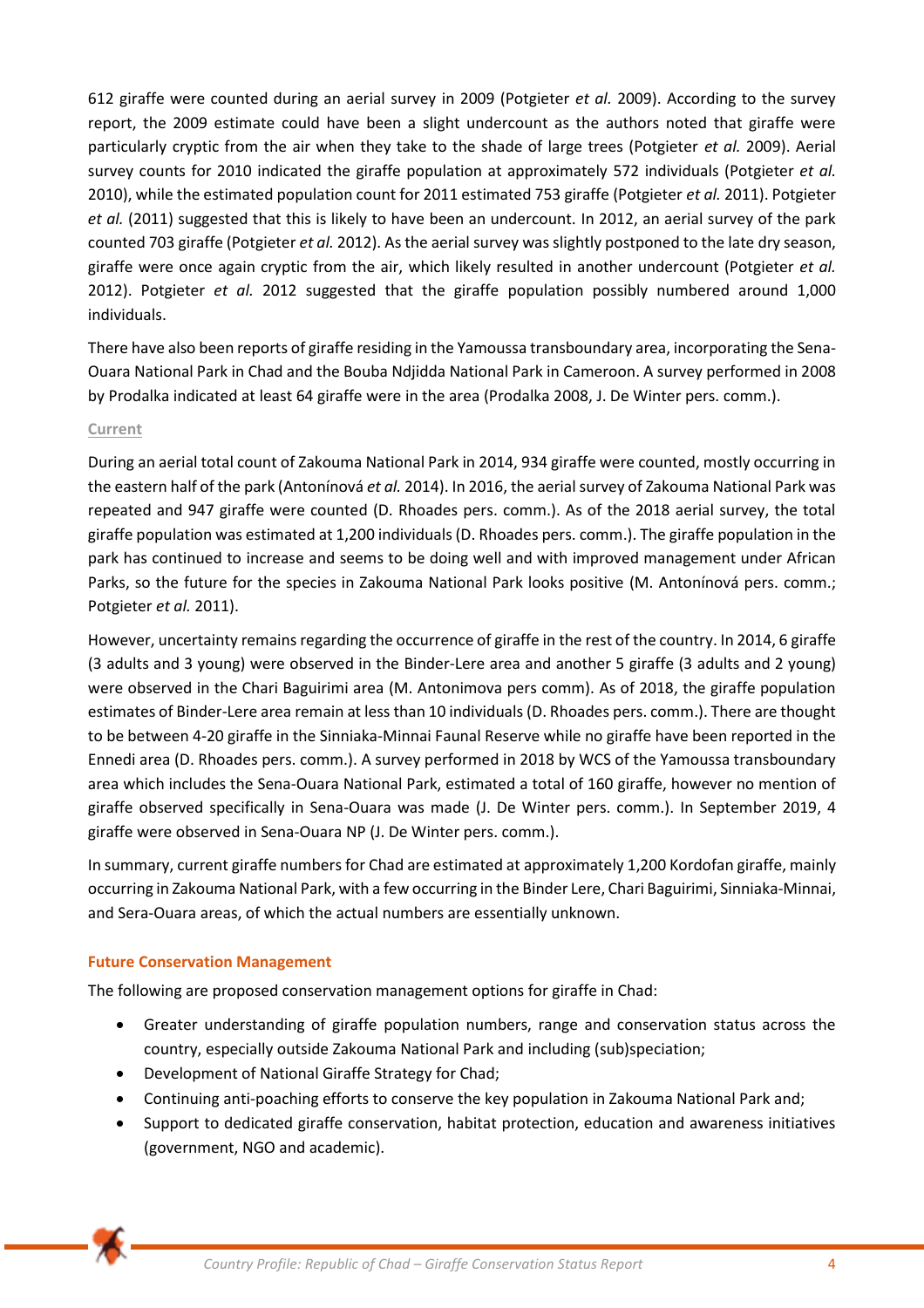612 giraffe were counted during an aerial survey in 2009 (Potgieter *et al.* 2009). According to the survey report, the 2009 estimate could have been a slight undercount as the authors noted that giraffe were particularly cryptic from the air when they take to the shade of large trees (Potgieter *et al.* 2009). Aerial survey counts for 2010 indicated the giraffe population at approximately 572 individuals (Potgieter *et al.* 2010), while the estimated population count for 2011 estimated 753 giraffe (Potgieter *et al.* 2011). Potgieter *et al.* (2011) suggested that this is likely to have been an undercount. In 2012, an aerial survey of the park counted 703 giraffe (Potgieter *et al.* 2012). As the aerial survey was slightly postponed to the late dry season, giraffe were once again cryptic from the air, which likely resulted in another undercount (Potgieter *et al.* 2012). Potgieter *et al.* 2012 suggested that the giraffe population possibly numbered around 1,000 individuals.

There have also been reports of giraffe residing in the Yamoussa transboundary area, incorporating the Sena-Ouara National Park in Chad and the Bouba Ndjidda National Park in Cameroon. A survey performed in 2008 by Prodalka indicated at least 64 giraffe were in the area (Prodalka 2008, J. De Winter pers. comm.).

#### Current

During an aerial total count of Zakouma National Park in 2014, 934 giraffe were counted, mostly occurring in the eastern half of the park (Antonínová *et al.* 2014). In 2016, the aerial survey of Zakouma National Park was repeated and 947 giraffe were counted (D. Rhoades pers. comm.). As of the 2018 aerial survey, the total giraffe population was estimated at 1,200 individuals (D. Rhoades pers. comm.). The giraffe population in the park has continued to increase and seems to be doing well and with improved management under African Parks, so the future for the species in Zakouma National Park looks positive (M. Antonínová pers. comm.; Potgieter *et al.* 2011).

However, uncertainty remains regarding the occurrence of giraffe in the rest of the country. In 2014, 6 giraffe (3 adults and 3 young) were observed in the Binder-Lere area and another 5 giraffe (3 adults and 2 young) were observed in the Chari Baguirimi area (M. Antonimova pers comm). As of 2018, the giraffe population estimates of Binder-Lere area remain at less than 10 individuals (D. Rhoades pers. comm.). There are thought to be between 4-20 giraffe in the Sinniaka-Minnai Faunal Reserve while no giraffe have been reported in the Ennedi area (D. Rhoades pers. comm.). A survey performed in 2018 by WCS of the Yamoussa transboundary area which includes the Sena-Ouara National Park, estimated a total of 160 giraffe, however no mention of giraffe observed specifically in Sena-Ouara was made (J. De Winter pers. comm.). In September 2019, 4 giraffe were observed in Sena-Ouara NP (J. De Winter pers. comm.).

In summary, current giraffe numbers for Chad are estimated at approximately 1,200 Kordofan giraffe, mainly occurring in Zakouma National Park, with a few occurring in the Binder Lere, Chari Baguirimi, Sinniaka-Minnai, and Sera-Ouara areas, of which the actual numbers are essentially unknown.

### Future Conservation Management

The following are proposed conservation management options for giraffe in Chad:

- Greater understanding of giraffe population numbers, range and conservation status across the country, especially outside Zakouma National Park and including (sub)speciation;
- Development of National Giraffe Strategy for Chad;
- Continuing anti-poaching efforts to conserve the key population in Zakouma National Park and;
- Support to dedicated giraffe conservation, habitat protection, education and awareness initiatives (government, NGO and academic).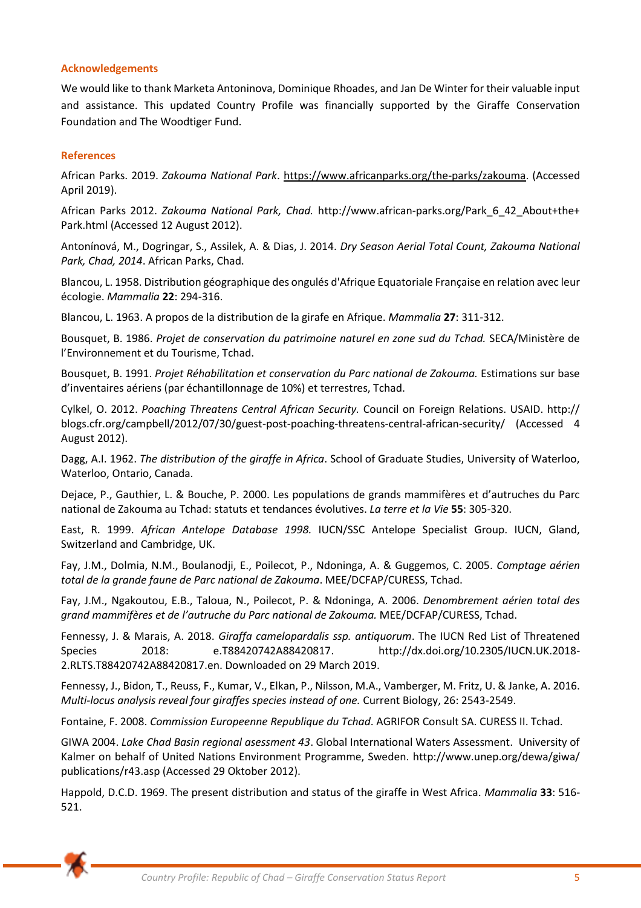## Acknowledgements

We would like to thank Marketa Antoninova, Dominique Rhoades, and Jan De Winter for their valuable input and assistance. This updated Country Profile was financially supported by the Giraffe Conservation Foundation and The Woodtiger Fund.

## References

African Parks. 2019. *Zakouma National Park*. https://www.africanparks.org/the-parks/zakouma. (Accessed April 2019).

African Parks 2012. *Zakouma National Park, Chad.* http://www.african-parks.org/Park_6_42_About+the+Park.html (Accessed 12 August 2012).

Antonínová, M., Dogringar, S., Assilek, A. & Dias, J. 2014. *Dry Season Aerial Total Count, Zakouma National Park, Chad, 2014*. African Parks, Chad.

Blancou, L. 1958. Distribution géographique des ongulés d'Afrique Equatoriale Française en relation avec leur écologie. *Mammalia* **22**: 294-316.

Blancou, L. 1963. A propos de la distribution de la girafe en Afrique. *Mammalia* **27**: 311-312.

Bousquet, B. 1986. *Projet de conservation du patrimoine naturel en zone sud du Tchad.* SECA/Ministère de l'Environnement et du Tourisme, Tchad.

Bousquet, B. 1991. *Projet Réhabilitation et conservation du Parc national de Zakouma.* Estimations sur base d'inventaires aériens (par échantillonnage de 10%) et terrestres, Tchad.

Cylkel, O. 2012. *Poaching Threatens Central African Security.* Council on Foreign Relations. USAID. http://blogs.cfr.org/campbell/2012/07/30/guest-post-poaching-threatens-central-african-security/ (Accessed 4 August 2012).

Dagg, A.I. 1962. *The distribution of the giraffe in Africa*. School of Graduate Studies, University of Waterloo, Waterloo, Ontario, Canada.

Dejace, P., Gauthier, L. & Bouche, P. 2000. Les populations de grands mammifères et d'autruches du Parc national de Zakouma au Tchad: statuts et tendances évolutives. *La terre et la Vie* **55**: 305-320.

East, R. 1999. *African Antelope Database 1998.* IUCN/SSC Antelope Specialist Group. IUCN, Gland, Switzerland and Cambridge, UK.

Fay, J.M., Dolmia, N.M., Boulanodji, E., Poilecot, P., Ndoninga, A. & Guggemos, C. 2005. *Comptage aérien total de la grande faune de Parc national de Zakouma*. MEE/DCFAP/CURESS, Tchad.

Fay, J.M., Ngakoutou, E.B., Taloua, N., Poilecot, P. & Ndoninga, A. 2006. *Denombrement aérien total des grand mammifères et de l'autruche du Parc national de Zakouma.* MEE/DCFAP/CURESS, Tchad.

Fennessy, J. & Marais, A. 2018. *Giraffa camelopardalis ssp. antiquorum*. The IUCN Red List of Threatened Species 2018: e.T88420742A88420817. http://dx.doi.org/10.2305/IUCN.UK.2018-2.RLTS.T88420742A88420817.en. Downloaded on 29 March 2019.

Fennessy, J., Bidon, T., Reuss, F., Kumar, V., Elkan, P., Nilsson, M.A., Vamberger, M. Fritz, U. & Janke, A. 2016. *Multi-locus analysis reveal four giraffes species instead of one.* Current Biology, 26: 2543-2549.

Fontaine, F. 2008. *Commission Europeenne Republique du Tchad*. AGRIFOR Consult SA. CURESS II. Tchad.

GIWA 2004. *Lake Chad Basin regional asessment 43*. Global International Waters Assessment. University of Kalmer on behalf of United Nations Environment Programme, Sweden. http://www.unep.org/dewa/giwa/publications/r43.asp (Accessed 29 Oktober 2012).

Happold, D.C.D. 1969. The present distribution and status of the giraffe in West Africa. *Mammalia* **33**: 516-521.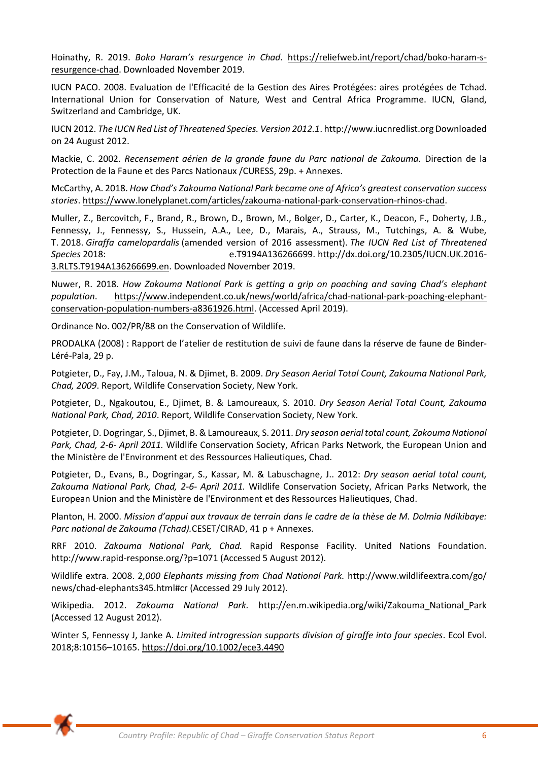Hoinathy, R. 2019. *Boko Haram's resurgence in Chad*. https://reliefweb.int/report/chad/boko-haram-s-resurgence-chad. Downloaded November 2019.

IUCN PACO. 2008. Evaluation de l'Efficacité de la Gestion des Aires Protégées: aires protégées de Tchad. International Union for Conservation of Nature, West and Central Africa Programme. IUCN, Gland, Switzerland and Cambridge, UK.

IUCN 2012. *The IUCN Red List of Threatened Species. Version 2012.1*. http://www.iucnredlist.org Downloaded on 24 August 2012.

Mackie, C. 2002. *Recensement aérien de la grande faune du Parc national de Zakouma.* Direction de la Protection de la Faune et des Parcs Nationaux /CURESS, 29p. + Annexes.

McCarthy, A. 2018. *How Chad's Zakouma National Park became one of Africa's greatest conservation success stories*. https://www.lonelyplanet.com/articles/zakouma-national-park-conservation-rhinos-chad.

Muller, Z., Bercovitch, F., Brand, R., Brown, D., Brown, M., Bolger, D., Carter, K., Deacon, F., Doherty, J.B., Fennessy, J., Fennessy, S., Hussein, A.A., Lee, D., Marais, A., Strauss, M., Tutchings, A. & Wube, T. 2018. *Giraffa camelopardalis* (amended version of 2016 assessment). *The IUCN Red List of Threatened Species* 2018: e.T9194A136266699. http://dx.doi.org/10.2305/IUCN.UK.2016-3.RLTS.T9194A136266699.en. Downloaded November 2019.

Nuwer, R. 2018. *How Zakouma National Park is getting a grip on poaching and saving Chad's elephant population*. https://www.independent.co.uk/news/world/africa/chad-national-park-poaching-elephant-conservation-population-numbers-a8361926.html. (Accessed April 2019).

Ordinance No. 002/PR/88 on the Conservation of Wildlife.

PRODALKA (2008) : Rapport de l'atelier de restitution de suivi de faune dans la réserve de faune de Binder-Léré-Pala, 29 p.

Potgieter, D., Fay, J.M., Taloua, N. & Djimet, B. 2009. *Dry Season Aerial Total Count, Zakouma National Park, Chad, 2009*. Report, Wildlife Conservation Society, New York.

Potgieter, D., Ngakoutou, E., Djimet, B. & Lamoureaux, S. 2010. *Dry Season Aerial Total Count, Zakouma National Park, Chad, 2010*. Report, Wildlife Conservation Society, New York.

Potgieter, D. Dogringar, S., Djimet, B. & Lamoureaux, S. 2011. *Dry season aerial total count, Zakouma National Park, Chad, 2-6- April 2011.* Wildlife Conservation Society, African Parks Network, the European Union and the Ministère de l'Environment et des Ressources Halieutiques, Chad.

Potgieter, D., Evans, B., Dogringar, S., Kassar, M. & Labuschagne, J.. 2012: *Dry season aerial total count, Zakouma National Park, Chad, 2-6- April 2011.* Wildlife Conservation Society, African Parks Network, the European Union and the Ministère de l'Environment et des Ressources Halieutiques, Chad.

Planton, H. 2000. *Mission d'appui aux travaux de terrain dans le cadre de la thèse de M. Dolmia Ndikibaye: Parc national de Zakouma (Tchad).*CESET/CIRAD, 41 p + Annexes.

RRF 2010. *Zakouma National Park, Chad.* Rapid Response Facility. United Nations Foundation. http://www.rapid-response.org/?p=1071 (Accessed 5 August 2012).

Wildlife extra. 2008. 2*,000 Elephants missing from Chad National Park.* http://www.wildlifeextra.com/go/news/chad-elephants345.html#cr (Accessed 29 July 2012).

Wikipedia. 2012. *Zakouma National Park.* http://en.m.wikipedia.org/wiki/Zakouma_National_Park (Accessed 12 August 2012).

Winter S, Fennessy J, Janke A. *Limited introgression supports division of giraffe into four species*. Ecol Evol. 2018;8:10156–10165. https://doi.org/10.1002/ece3.4490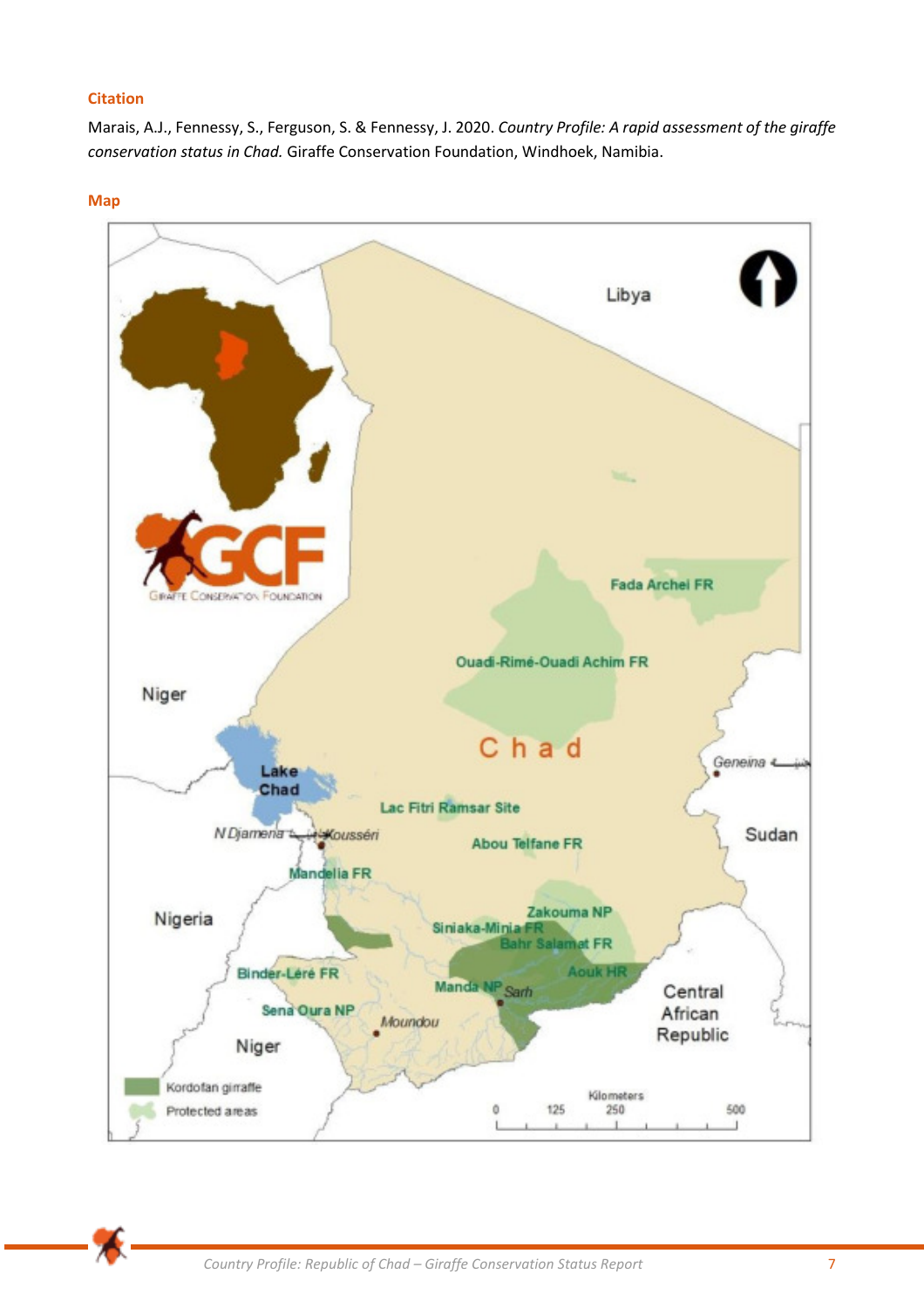### Citation

Marais, A.J., Fennessy, S., Ferguson, S. & Fennessy, J. 2020. *Country Profile: A rapid assessment of the giraffe conservation status in Chad.* Giraffe Conservation Foundation, Windhoek, Namibia.

### Map

GCF
Giraffe Conservation Foundation

Libya
Niger
Nigeria
Sudan
Central African Republic
Chad

Fada Archei FR
Ouadi-Rimé-Ouadi Achim FR
Lake Chad
Geneina
Lac Fitri Ramsar Site
N'Djamena
Kousséri
Abou Telfane FR
Mandelia FR
Zakouma NP
Siniaka-Minia FR
Bahr Salamat FR
Binder-Léré FR
Aouk HR
Manda NP
Sarh
Sena Oura NP
Moundou

Kordofan giraffe
Protected areas

Kilometers
0 125 250 500